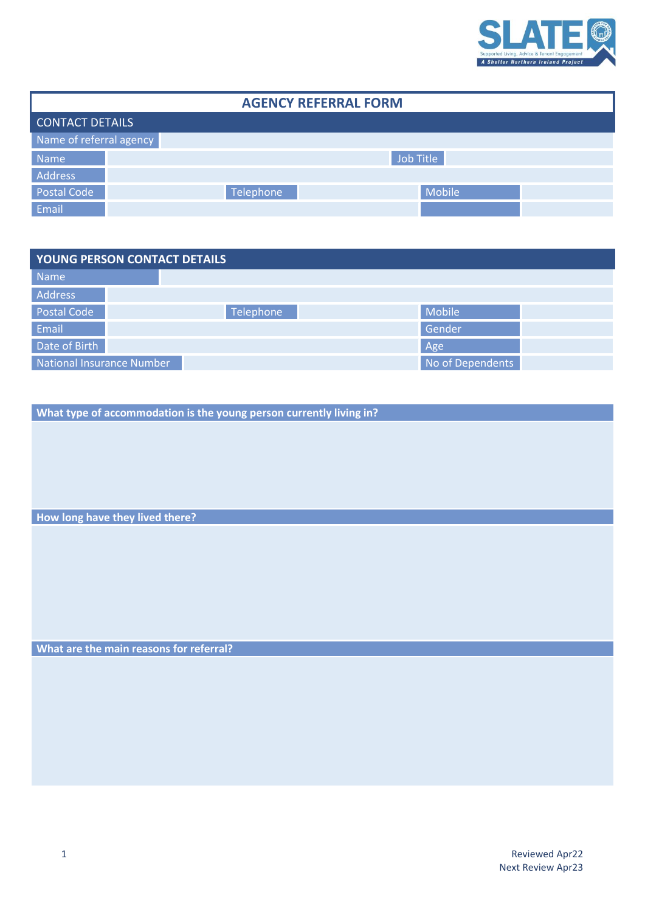SLATE
Supported Living, Advice & Tenant Engagement
A Shelter Northern Ireland Project

# AGENCY REFERRAL FORM

## CONTACT DETAILS

| Name of referral agency | | | | | |
|---|---|---|---|---|---|
| Name | | | Job Title | | |
| Address | | | | | |
| Postal Code | | Telephone | | Mobile | |
| Email | | | | | |

## YOUNG PERSON CONTACT DETAILS

| Name | | | | | |
|---|---|---|---|---|---|
| Address | | | | | |
| Postal Code | | Telephone | | Mobile | |
| Email | | | | Gender | |
| Date of Birth | | | | Age | |
| National Insurance Number | | | | No of Dependents | |

**What type of accommodation is the young person currently living in?**

**How long have they lived there?**

**What are the main reasons for referral?**

Reviewed Apr22
Next Review Apr23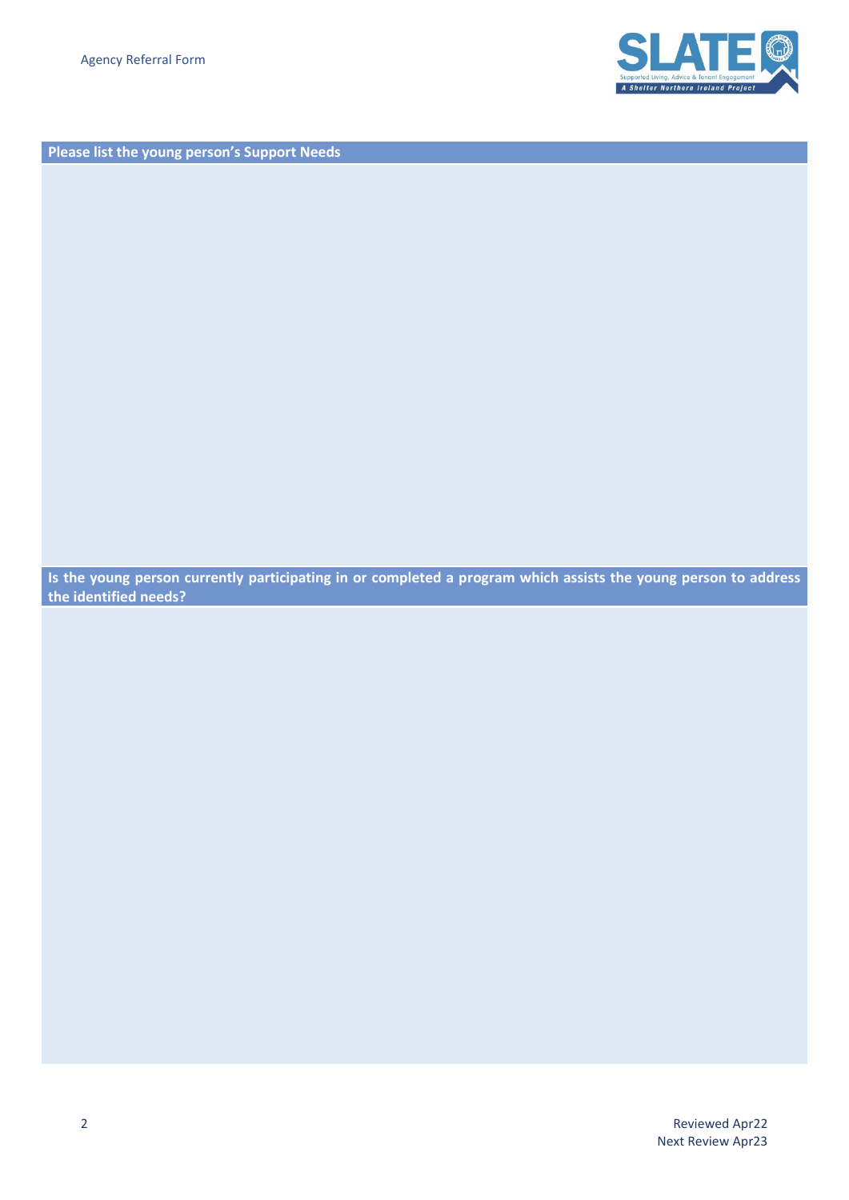**Please list the young person's Support Needs**

**Is the young person currently participating in or completed a program which assists the young person to address the identified needs?**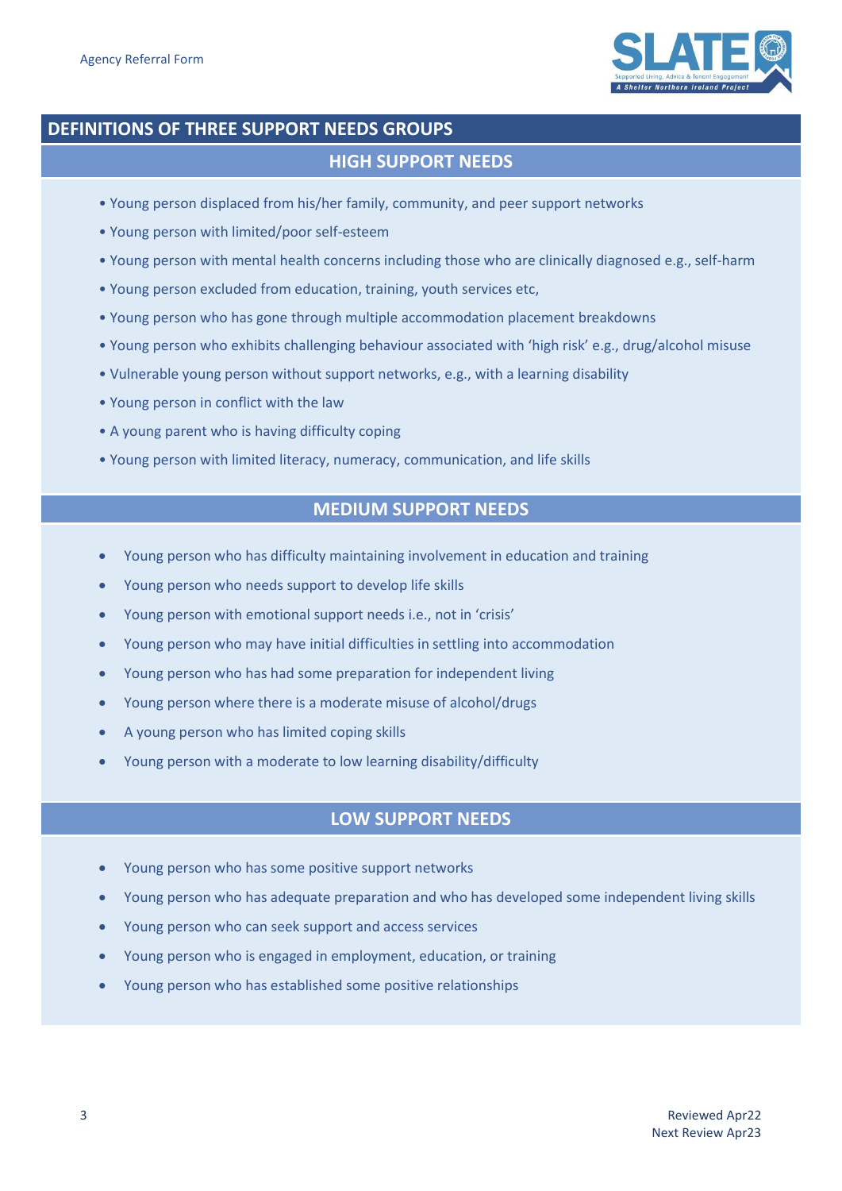## DEFINITIONS OF THREE SUPPORT NEEDS GROUPS

### HIGH SUPPORT NEEDS

- Young person displaced from his/her family, community, and peer support networks
- Young person with limited/poor self-esteem
- Young person with mental health concerns including those who are clinically diagnosed e.g., self-harm
- Young person excluded from education, training, youth services etc,
- Young person who has gone through multiple accommodation placement breakdowns
- Young person who exhibits challenging behaviour associated with 'high risk' e.g., drug/alcohol misuse
- Vulnerable young person without support networks, e.g., with a learning disability
- Young person in conflict with the law
- A young parent who is having difficulty coping
- Young person with limited literacy, numeracy, communication, and life skills

### MEDIUM SUPPORT NEEDS

- Young person who has difficulty maintaining involvement in education and training
- Young person who needs support to develop life skills
- Young person with emotional support needs i.e., not in 'crisis'
- Young person who may have initial difficulties in settling into accommodation
- Young person who has had some preparation for independent living
- Young person where there is a moderate misuse of alcohol/drugs
- A young person who has limited coping skills
- Young person with a moderate to low learning disability/difficulty

### LOW SUPPORT NEEDS

- Young person who has some positive support networks
- Young person who has adequate preparation and who has developed some independent living skills
- Young person who can seek support and access services
- Young person who is engaged in employment, education, or training
- Young person who has established some positive relationships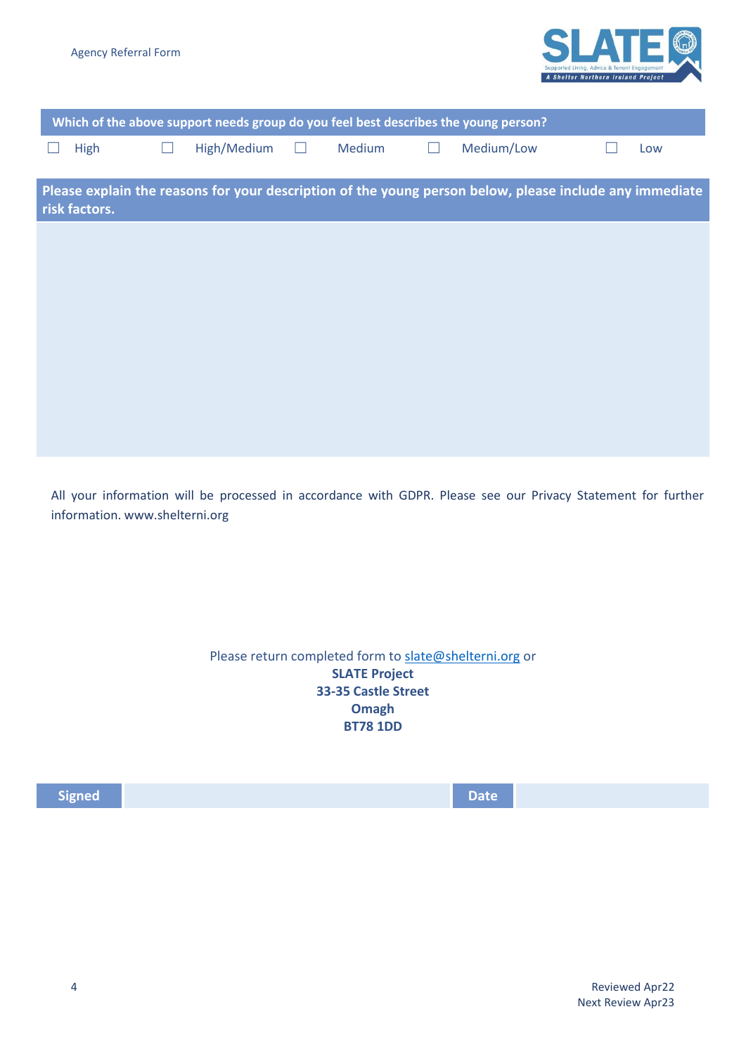**Which of the above support needs group do you feel best describes the young person?**

☐ High ☐ High/Medium ☐ Medium ☐ Medium/Low ☐ Low

**Please explain the reasons for your description of the young person below, please include any immediate risk factors.**

All your information will be processed in accordance with GDPR. Please see our Privacy Statement for further information. www.shelterni.org

Please return completed form to slate@shelterni.org or
**SLATE Project**
**33-35 Castle Street**
**Omagh**
**BT78 1DD**

| **Signed** | | **Date** | |
|---|---|---|---|

Reviewed Apr22
Next Review Apr23